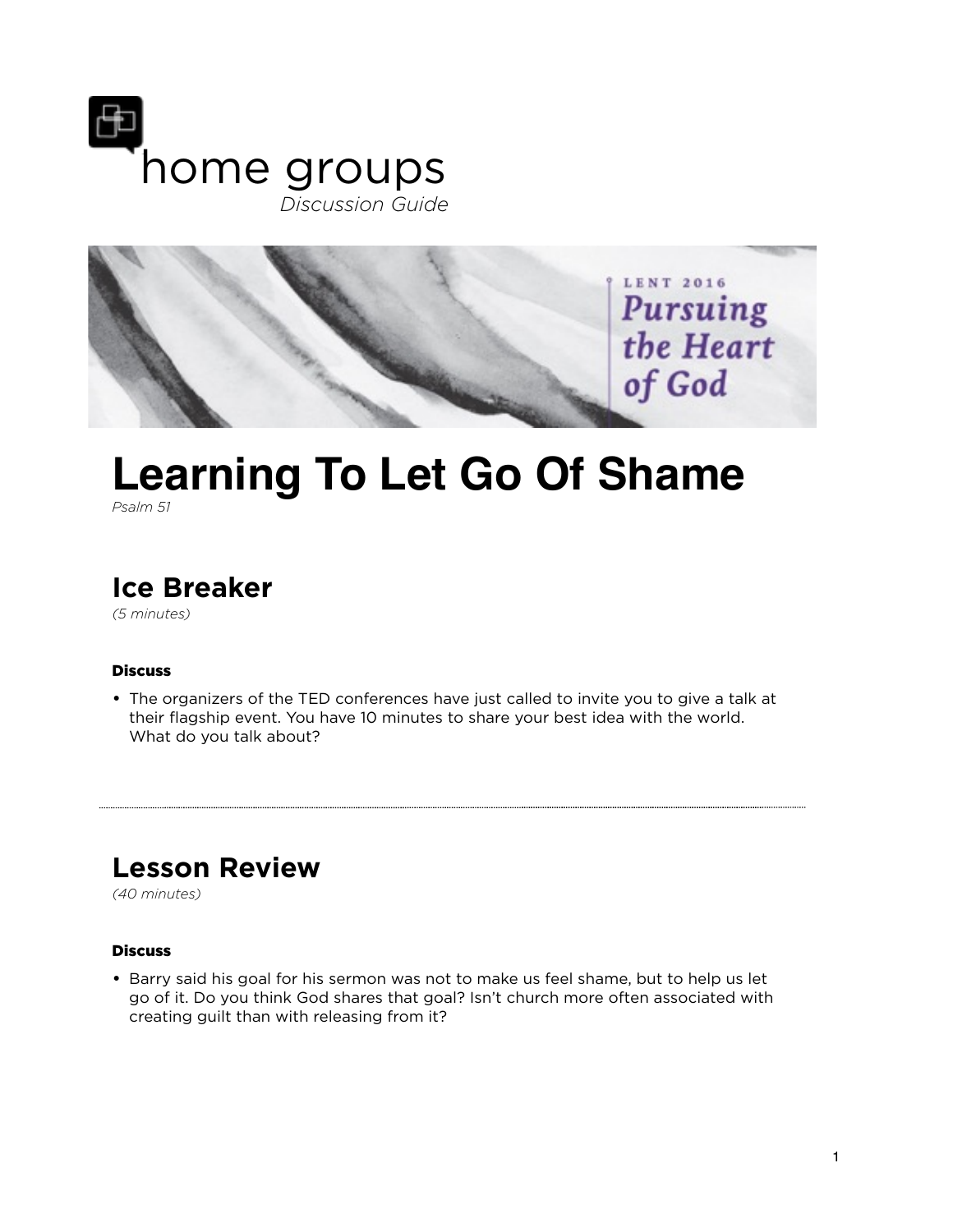home groups

*Discussion Guide*

LENT 2016

*Pursuing the Heart of God*

# Learning To Let Go Of Shame

*Psalm 51*

## Ice Breaker

*(5 minutes)*

#### Discuss

- The organizers of the TED conferences have just called to invite you to give a talk at their flagship event. You have 10 minutes to share your best idea with the world. What do you talk about?

---

## Lesson Review

*(40 minutes)*

#### Discuss

- Barry said his goal for his sermon was not to make us feel shame, but to help us let go of it. Do you think God shares that goal? Isn't church more often associated with creating guilt than with releasing from it?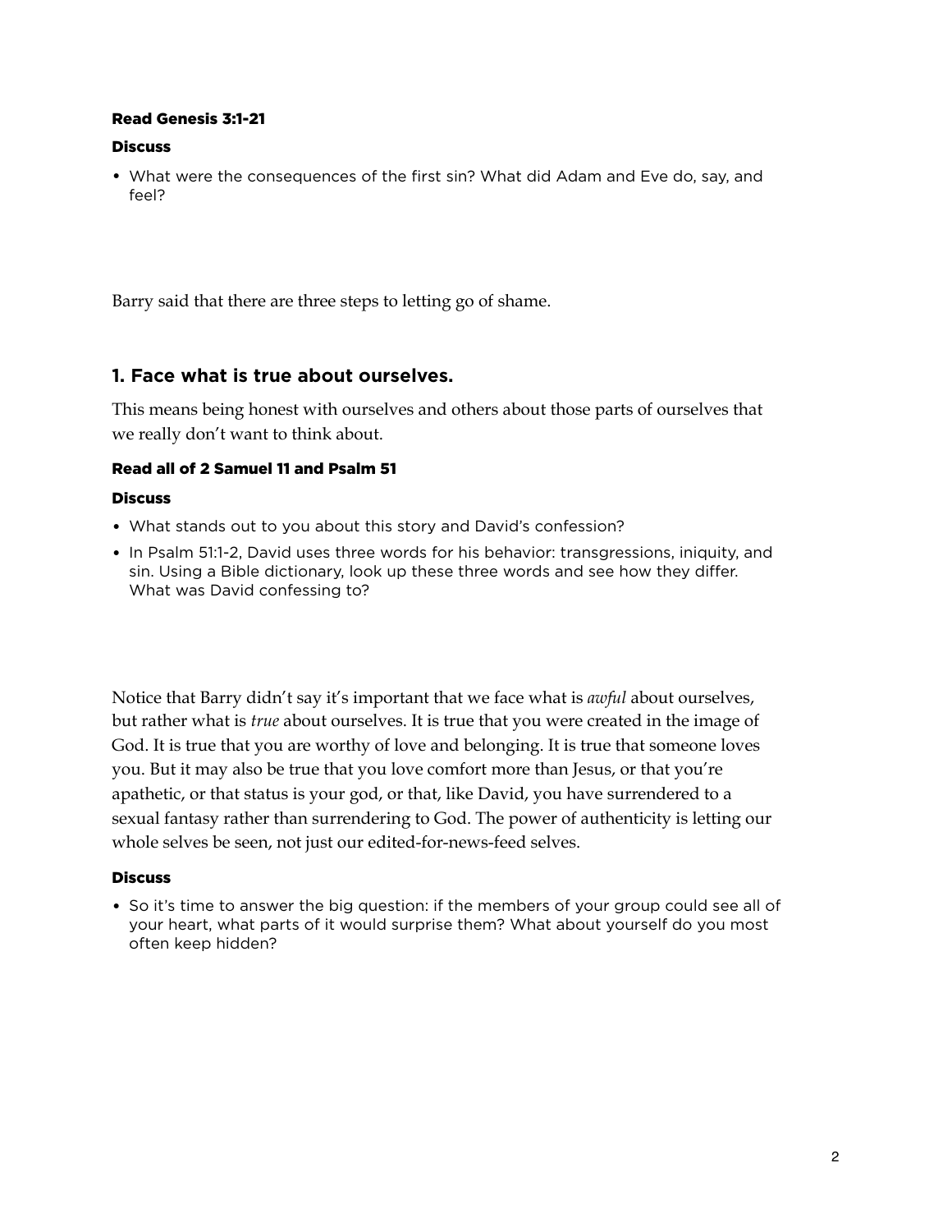#### Read Genesis 3:1-21

#### Discuss

- What were the consequences of the first sin? What did Adam and Eve do, say, and feel?

Barry said that there are three steps to letting go of shame.

## 1. Face what is true about ourselves.

This means being honest with ourselves and others about those parts of ourselves that we really don't want to think about.

#### Read all of 2 Samuel 11 and Psalm 51

#### Discuss

- What stands out to you about this story and David's confession?
- In Psalm 51:1-2, David uses three words for his behavior: transgressions, iniquity, and sin. Using a Bible dictionary, look up these three words and see how they differ. What was David confessing to?

Notice that Barry didn't say it's important that we face what is *awful* about ourselves, but rather what is *true* about ourselves. It is true that you were created in the image of God. It is true that you are worthy of love and belonging. It is true that someone loves you. But it may also be true that you love comfort more than Jesus, or that you're apathetic, or that status is your god, or that, like David, you have surrendered to a sexual fantasy rather than surrendering to God. The power of authenticity is letting our whole selves be seen, not just our edited-for-news-feed selves.

#### Discuss

- So it's time to answer the big question: if the members of your group could see all of your heart, what parts of it would surprise them? What about yourself do you most often keep hidden?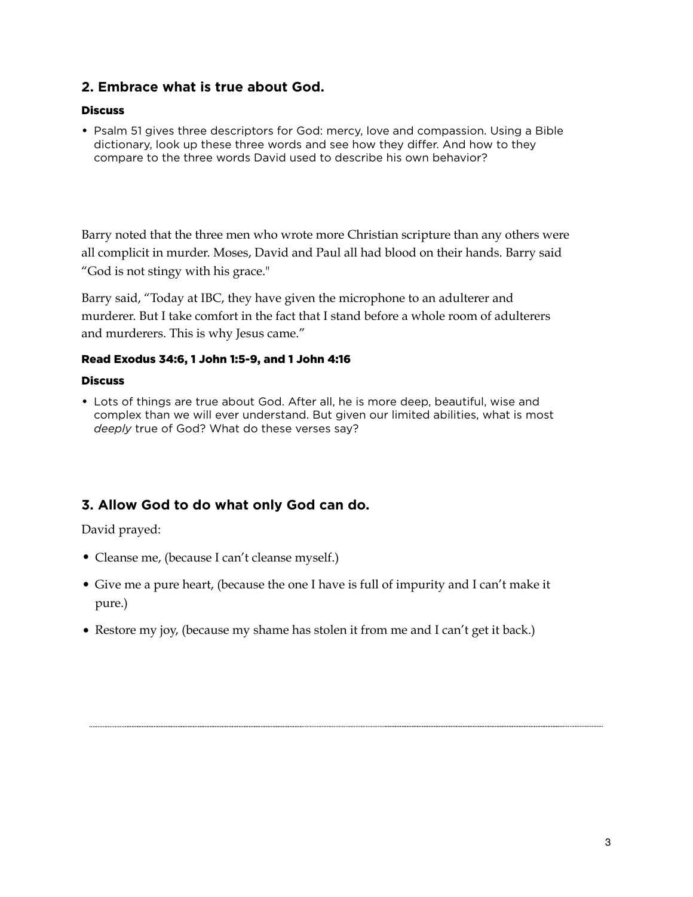## 2. Embrace what is true about God.

#### Discuss

- Psalm 51 gives three descriptors for God: mercy, love and compassion. Using a Bible dictionary, look up these three words and see how they differ. And how to they compare to the three words David used to describe his own behavior?

Barry noted that the three men who wrote more Christian scripture than any others were all complicit in murder. Moses, David and Paul all had blood on their hands. Barry said "God is not stingy with his grace."

Barry said, "Today at IBC, they have given the microphone to an adulterer and murderer. But I take comfort in the fact that I stand before a whole room of adulterers and murderers. This is why Jesus came."

#### Read Exodus 34:6, 1 John 1:5-9, and 1 John 4:16

#### Discuss

- Lots of things are true about God. After all, he is more deep, beautiful, wise and complex than we will ever understand. But given our limited abilities, what is most *deeply* true of God? What do these verses say?

## 3. Allow God to do what only God can do.

David prayed:

- Cleanse me, (because I can't cleanse myself.)
- Give me a pure heart, (because the one I have is full of impurity and I can't make it pure.)
- Restore my joy, (because my shame has stolen it from me and I can't get it back.)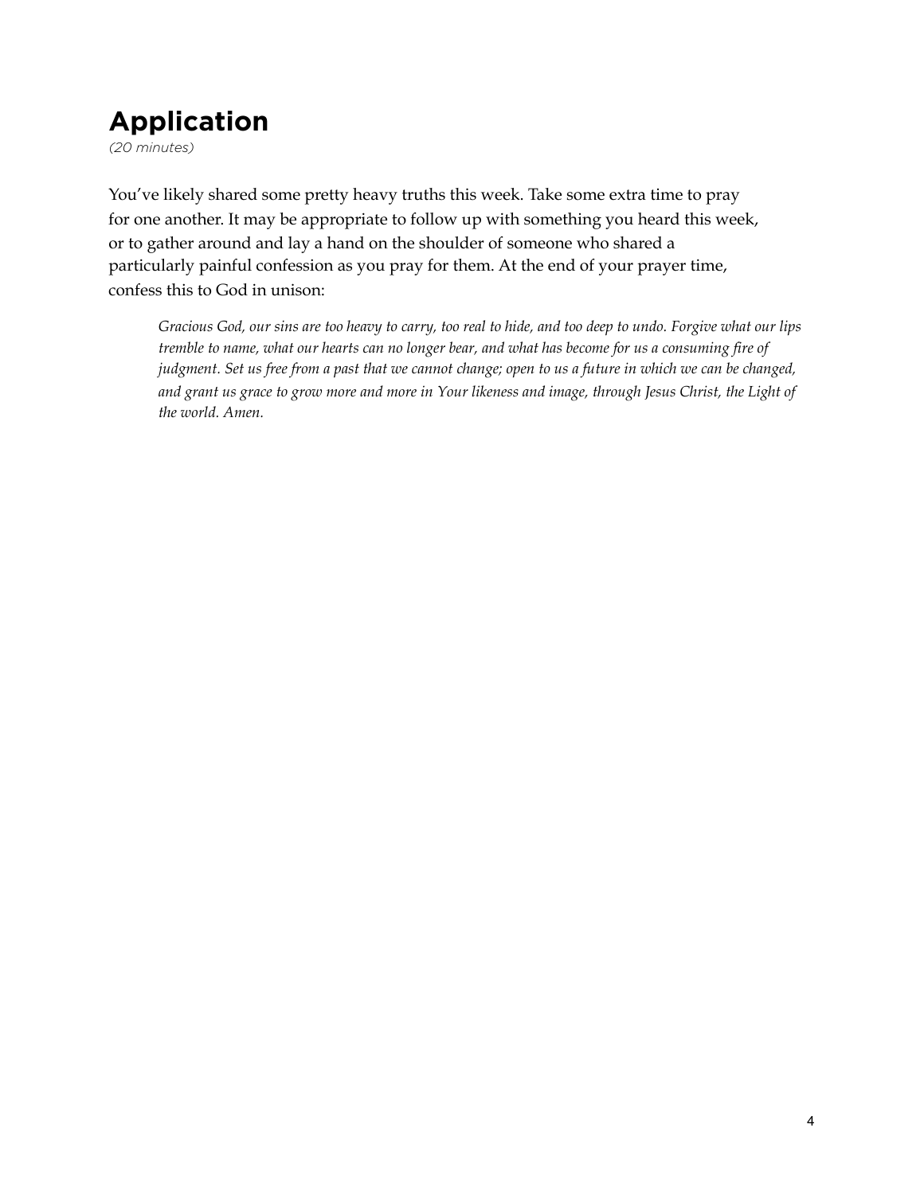## Application

*(20 minutes)*

You've likely shared some pretty heavy truths this week. Take some extra time to pray for one another. It may be appropriate to follow up with something you heard this week, or to gather around and lay a hand on the shoulder of someone who shared a particularly painful confession as you pray for them. At the end of your prayer time, confess this to God in unison:

> *Gracious God, our sins are too heavy to carry, too real to hide, and too deep to undo. Forgive what our lips tremble to name, what our hearts can no longer bear, and what has become for us a consuming fire of judgment. Set us free from a past that we cannot change; open to us a future in which we can be changed, and grant us grace to grow more and more in Your likeness and image, through Jesus Christ, the Light of the world. Amen.*